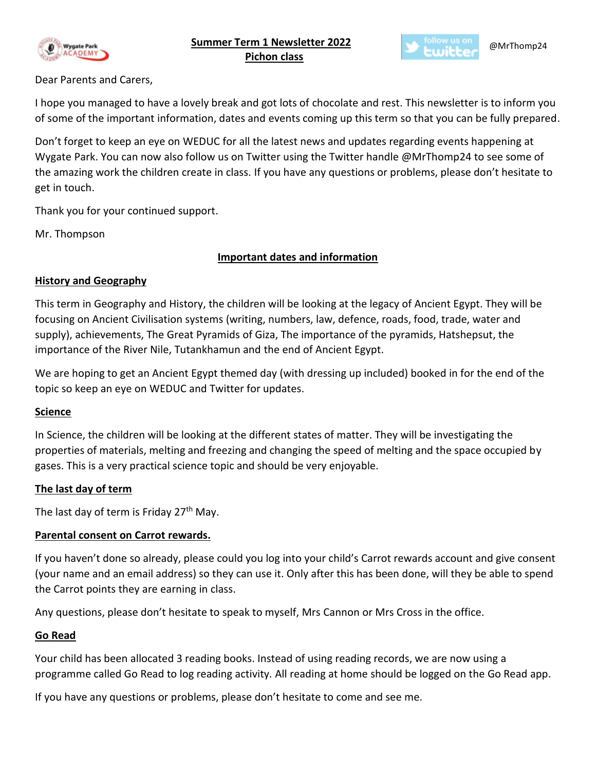# Summer Term 1 Newsletter 2022
## Pichon class

@MrThomp24

Dear Parents and Carers,

I hope you managed to have a lovely break and got lots of chocolate and rest. This newsletter is to inform you of some of the important information, dates and events coming up this term so that you can be fully prepared.

Don't forget to keep an eye on WEDUC for all the latest news and updates regarding events happening at Wygate Park. You can now also follow us on Twitter using the Twitter handle @MrThomp24 to see some of the amazing work the children create in class. If you have any questions or problems, please don't hesitate to get in touch.

Thank you for your continued support.

Mr. Thompson

## Important dates and information

### History and Geography

This term in Geography and History, the children will be looking at the legacy of Ancient Egypt. They will be focusing on Ancient Civilisation systems (writing, numbers, law, defence, roads, food, trade, water and supply), achievements, The Great Pyramids of Giza, The importance of the pyramids, Hatshepsut, the importance of the River Nile, Tutankhamun and the end of Ancient Egypt.

We are hoping to get an Ancient Egypt themed day (with dressing up included) booked in for the end of the topic so keep an eye on WEDUC and Twitter for updates.

### Science

In Science, the children will be looking at the different states of matter. They will be investigating the properties of materials, melting and freezing and changing the speed of melting and the space occupied by gases. This is a very practical science topic and should be very enjoyable.

### The last day of term

The last day of term is Friday 27th May.

### Parental consent on Carrot rewards.

If you haven't done so already, please could you log into your child's Carrot rewards account and give consent (your name and an email address) so they can use it. Only after this has been done, will they be able to spend the Carrot points they are earning in class.

Any questions, please don't hesitate to speak to myself, Mrs Cannon or Mrs Cross in the office.

### Go Read

Your child has been allocated 3 reading books. Instead of using reading records, we are now using a programme called Go Read to log reading activity. All reading at home should be logged on the Go Read app.

If you have any questions or problems, please don't hesitate to come and see me.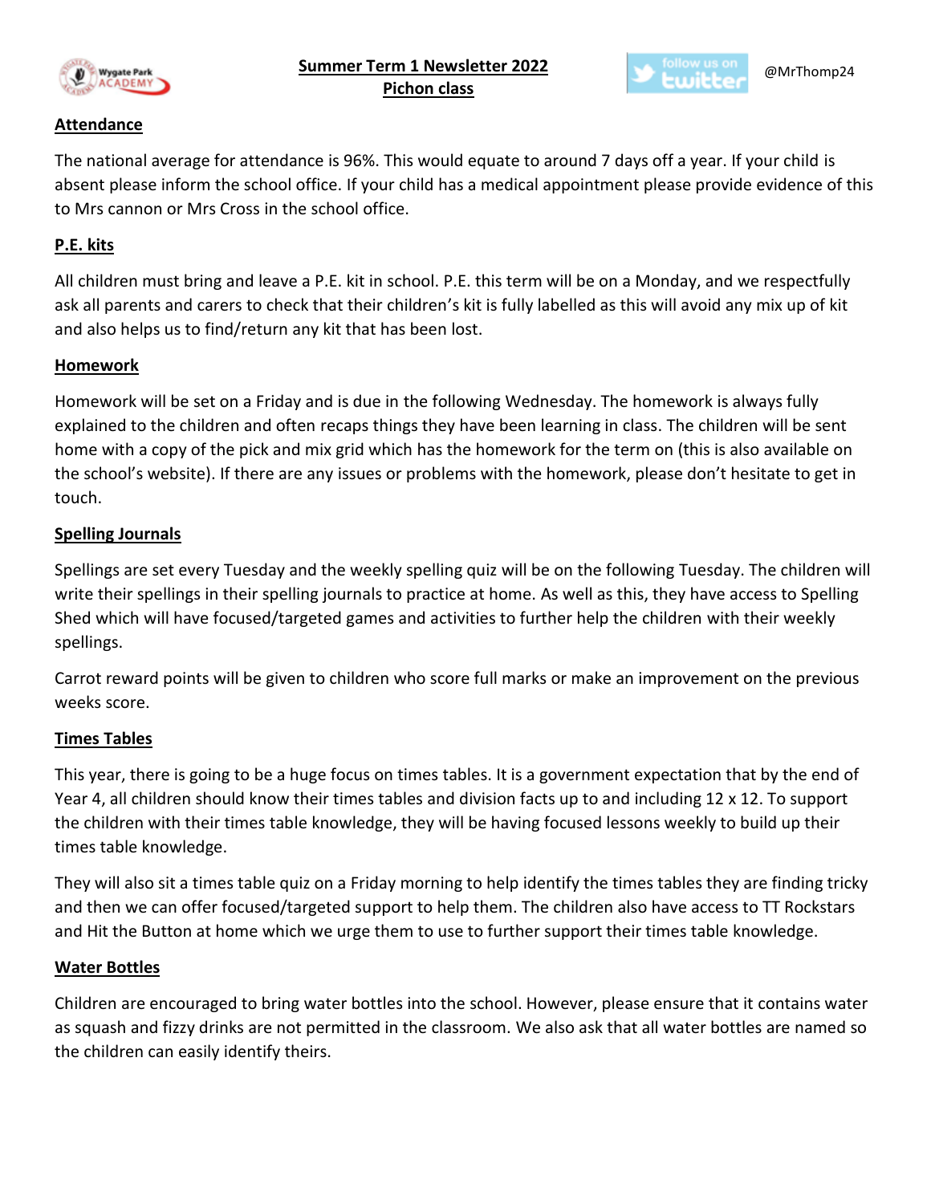**Summer Term 1 Newsletter 2022**
**Pichon class**

@MrThomp24

## Attendance

The national average for attendance is 96%. This would equate to around 7 days off a year. If your child is absent please inform the school office. If your child has a medical appointment please provide evidence of this to Mrs cannon or Mrs Cross in the school office.

## P.E. kits

All children must bring and leave a P.E. kit in school. P.E. this term will be on a Monday, and we respectfully ask all parents and carers to check that their children's kit is fully labelled as this will avoid any mix up of kit and also helps us to find/return any kit that has been lost.

## Homework

Homework will be set on a Friday and is due in the following Wednesday. The homework is always fully explained to the children and often recaps things they have been learning in class. The children will be sent home with a copy of the pick and mix grid which has the homework for the term on (this is also available on the school's website). If there are any issues or problems with the homework, please don't hesitate to get in touch.

## Spelling Journals

Spellings are set every Tuesday and the weekly spelling quiz will be on the following Tuesday. The children will write their spellings in their spelling journals to practice at home. As well as this, they have access to Spelling Shed which will have focused/targeted games and activities to further help the children with their weekly spellings.

Carrot reward points will be given to children who score full marks or make an improvement on the previous weeks score.

## Times Tables

This year, there is going to be a huge focus on times tables. It is a government expectation that by the end of Year 4, all children should know their times tables and division facts up to and including 12 x 12. To support the children with their times table knowledge, they will be having focused lessons weekly to build up their times table knowledge.

They will also sit a times table quiz on a Friday morning to help identify the times tables they are finding tricky and then we can offer focused/targeted support to help them. The children also have access to TT Rockstars and Hit the Button at home which we urge them to use to further support their times table knowledge.

## Water Bottles

Children are encouraged to bring water bottles into the school. However, please ensure that it contains water as squash and fizzy drinks are not permitted in the classroom. We also ask that all water bottles are named so the children can easily identify theirs.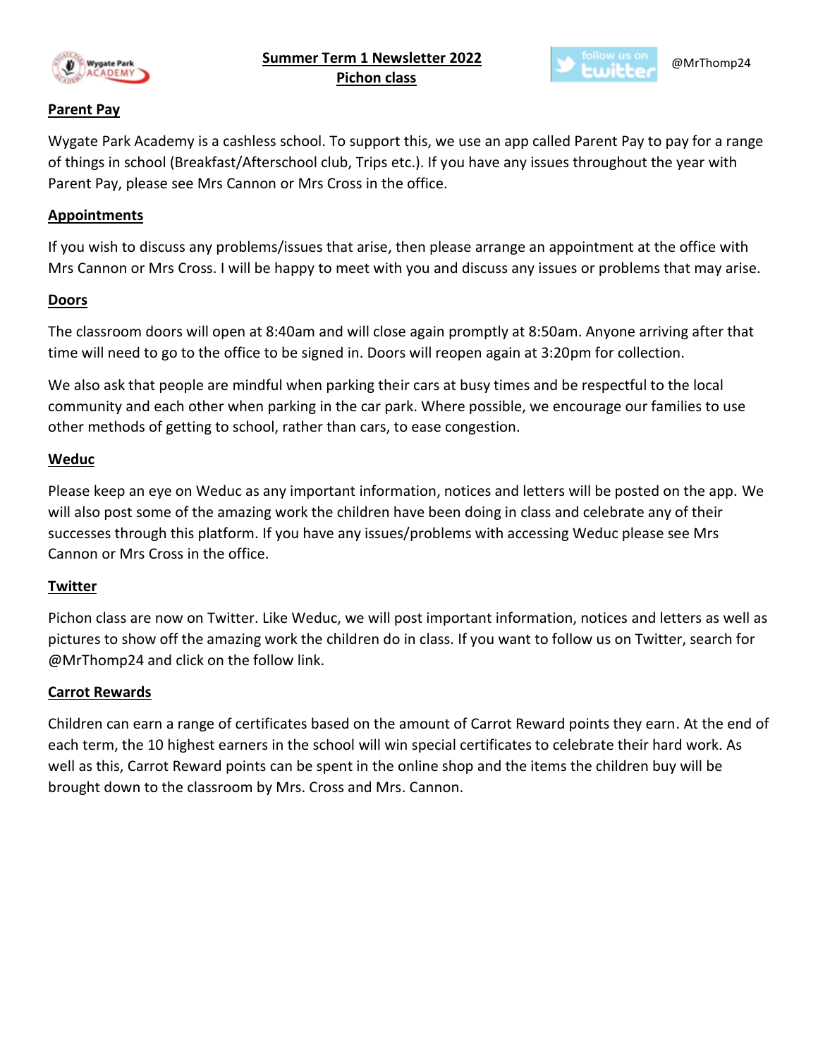**Summer Term 1 Newsletter 2022**
**Pichon class**

@MrThomp24

## Parent Pay

Wygate Park Academy is a cashless school. To support this, we use an app called Parent Pay to pay for a range of things in school (Breakfast/Afterschool club, Trips etc.). If you have any issues throughout the year with Parent Pay, please see Mrs Cannon or Mrs Cross in the office.

## Appointments

If you wish to discuss any problems/issues that arise, then please arrange an appointment at the office with Mrs Cannon or Mrs Cross. I will be happy to meet with you and discuss any issues or problems that may arise.

## Doors

The classroom doors will open at 8:40am and will close again promptly at 8:50am. Anyone arriving after that time will need to go to the office to be signed in. Doors will reopen again at 3:20pm for collection.

We also ask that people are mindful when parking their cars at busy times and be respectful to the local community and each other when parking in the car park. Where possible, we encourage our families to use other methods of getting to school, rather than cars, to ease congestion.

## Weduc

Please keep an eye on Weduc as any important information, notices and letters will be posted on the app. We will also post some of the amazing work the children have been doing in class and celebrate any of their successes through this platform. If you have any issues/problems with accessing Weduc please see Mrs Cannon or Mrs Cross in the office.

## Twitter

Pichon class are now on Twitter. Like Weduc, we will post important information, notices and letters as well as pictures to show off the amazing work the children do in class. If you want to follow us on Twitter, search for @MrThomp24 and click on the follow link.

## Carrot Rewards

Children can earn a range of certificates based on the amount of Carrot Reward points they earn. At the end of each term, the 10 highest earners in the school will win special certificates to celebrate their hard work. As well as this, Carrot Reward points can be spent in the online shop and the items the children buy will be brought down to the classroom by Mrs. Cross and Mrs. Cannon.